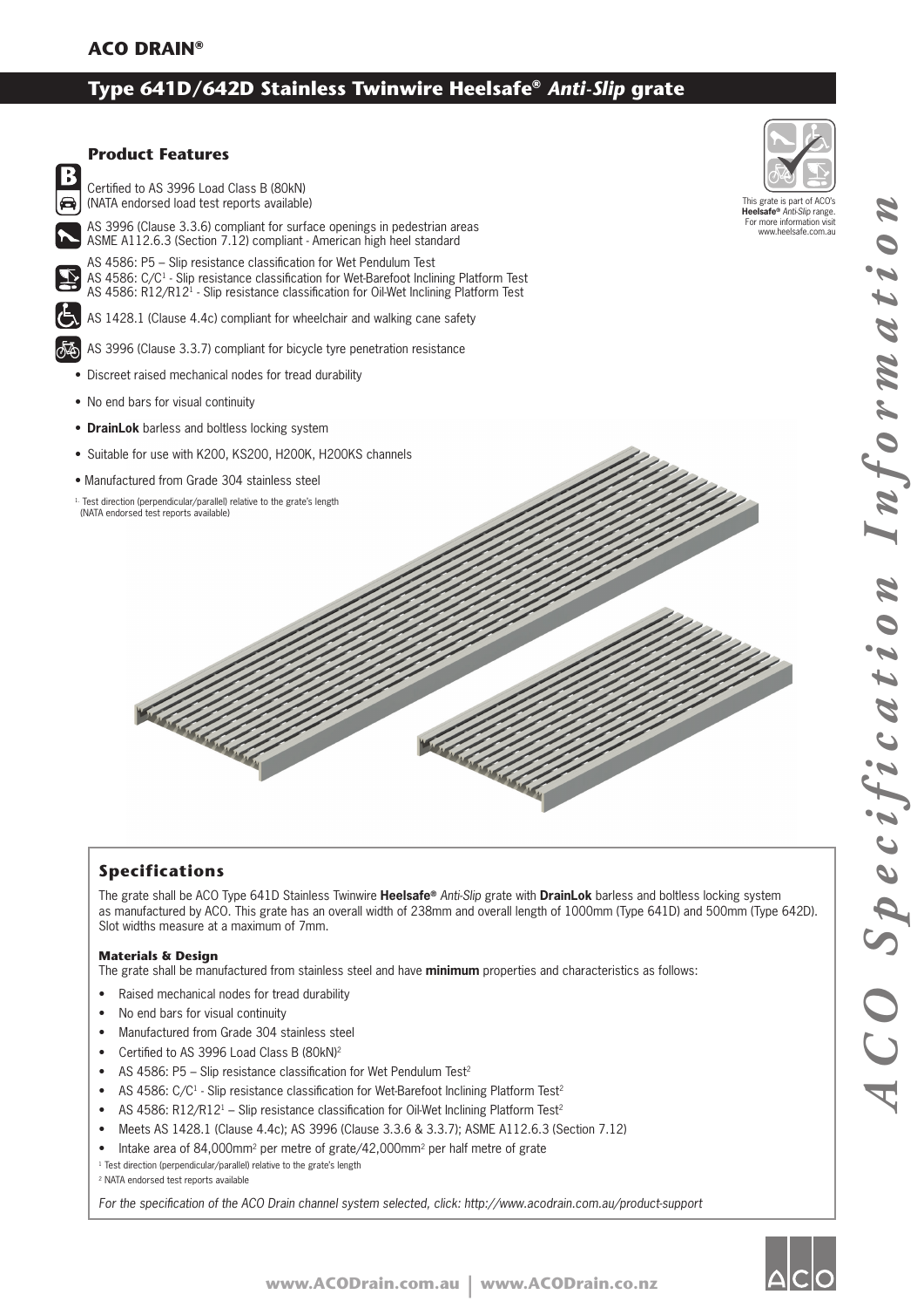**ACO DRAIN®**

# Type 641D/642D Stainless Twinwire Heelsafe® *Anti-Slip* grate

## Product Features

Certified to AS 3996 Load Class B (80kN)
(NATA endorsed load test reports available)

AS 3996 (Clause 3.3.6) compliant for surface openings in pedestrian areas
ASME A112.6.3 (Section 7.12) compliant - American high heel standard

AS 4586: P5 – Slip resistance classification for Wet Pendulum Test
AS 4586: C/C[1] - Slip resistance classification for Wet-Barefoot Inclining Platform Test
AS 4586: R12/R12[1] - Slip resistance classification for Oil-Wet Inclining Platform Test

AS 1428.1 (Clause 4.4c) compliant for wheelchair and walking cane safety

AS 3996 (Clause 3.3.7) compliant for bicycle tyre penetration resistance

- Discreet raised mechanical nodes for tread durability
- No end bars for visual continuity
- **DrainLok** barless and boltless locking system
- Suitable for use with K200, KS200, H200K, H200KS channels
- Manufactured from Grade 304 stainless steel

[1] Test direction (perpendicular/parallel) relative to the grate's length (NATA endorsed test reports available)

This grate is part of ACO's **Heelsafe®** *Anti-Slip* range. For more information visit www.heelsafe.com.au

## Specifications

The grate shall be ACO Type 641D Stainless Twinwire **Heelsafe®** *Anti-Slip* grate with **DrainLok** barless and boltless locking system as manufactured by ACO. This grate has an overall width of 238mm and overall length of 1000mm (Type 641D) and 500mm (Type 642D). Slot widths measure at a maximum of 7mm.

### Materials & Design

The grate shall be manufactured from stainless steel and have **minimum** properties and characteristics as follows:

- Raised mechanical nodes for tread durability
- No end bars for visual continuity
- Manufactured from Grade 304 stainless steel
- Certified to AS 3996 Load Class B (80kN)[2]
- AS 4586: P5 – Slip resistance classification for Wet Pendulum Test[2]
- AS 4586: C/C[1] - Slip resistance classification for Wet-Barefoot Inclining Platform Test[2]
- AS 4586: R12/R12[1] – Slip resistance classification for Oil-Wet Inclining Platform Test[2]
- Meets AS 1428.1 (Clause 4.4c); AS 3996 (Clause 3.3.6 & 3.3.7); ASME A112.6.3 (Section 7.12)
- Intake area of 84,000mm$^2$ per metre of grate/42,000mm$^2$ per half metre of grate

[1] Test direction (perpendicular/parallel) relative to the grate's length

[2] NATA endorsed test reports available

*For the specification of the ACO Drain channel system selected, click: http://www.acodrain.com.au/product-support*

*ACO Specification Information*

www.ACODrain.com.au | www.ACODrain.co.nz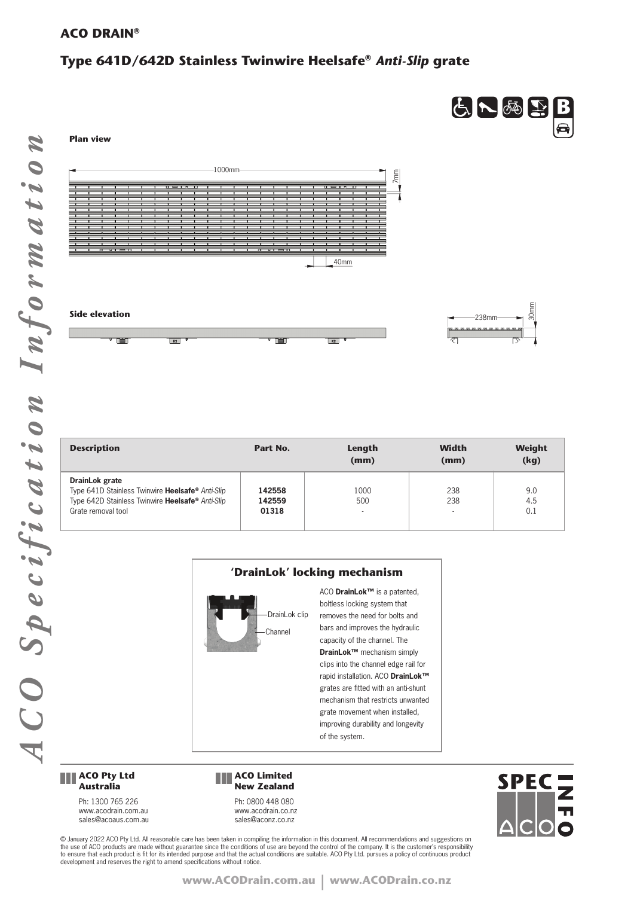**ACO DRAIN®**

## Type 641D/642D Stainless Twinwire Heelsafe® *Anti-Slip* grate

**Plan view**

1000mm

7mm

40mm

**Side elevation**

238mm

30mm

| Description | Part No. | Length (mm) | Width (mm) | Weight (kg) |
|---|---|---|---|---|
| **DrainLok grate** | | | | |
| Type 641D Stainless Twinwire **Heelsafe®** *Anti-Slip* | **142558** | 1000 | 238 | 9.0 |
| Type 642D Stainless Twinwire **Heelsafe®** *Anti-Slip* | **142559** | 500 | 238 | 4.5 |
| Grate removal tool | **01318** | - | - | 0.1 |

### 'DrainLok' locking mechanism

DrainLok clip

Channel

ACO **DrainLok™** is a patented, boltless locking system that removes the need for bolts and bars and improves the hydraulic capacity of the channel. The **DrainLok™** mechanism simply clips into the channel edge rail for rapid installation. ACO **DrainLok™** grates are fitted with an anti-shunt mechanism that restricts unwanted grate movement when installed, improving durability and longevity of the system.

**ACO Pty Ltd Australia**

Ph: 1300 765 226
www.acodrain.com.au
sales@acoaus.com.au

**ACO Limited New Zealand**

Ph: 0800 448 080
www.acodrain.co.nz
sales@aconz.co.nz

© January 2022 ACO Pty Ltd. All reasonable care has been taken in compiling the information in this document. All recommendations and suggestions on the use of ACO products are made without guarantee since the conditions of use are beyond the control of the company. It is the customer's responsibility to ensure that each product is fit for its intended purpose and that the actual conditions are suitable. ACO Pty Ltd. pursues a policy of continuous product development and reserves the right to amend specifications without notice.

www.ACODrain.com.au | www.ACODrain.co.nz